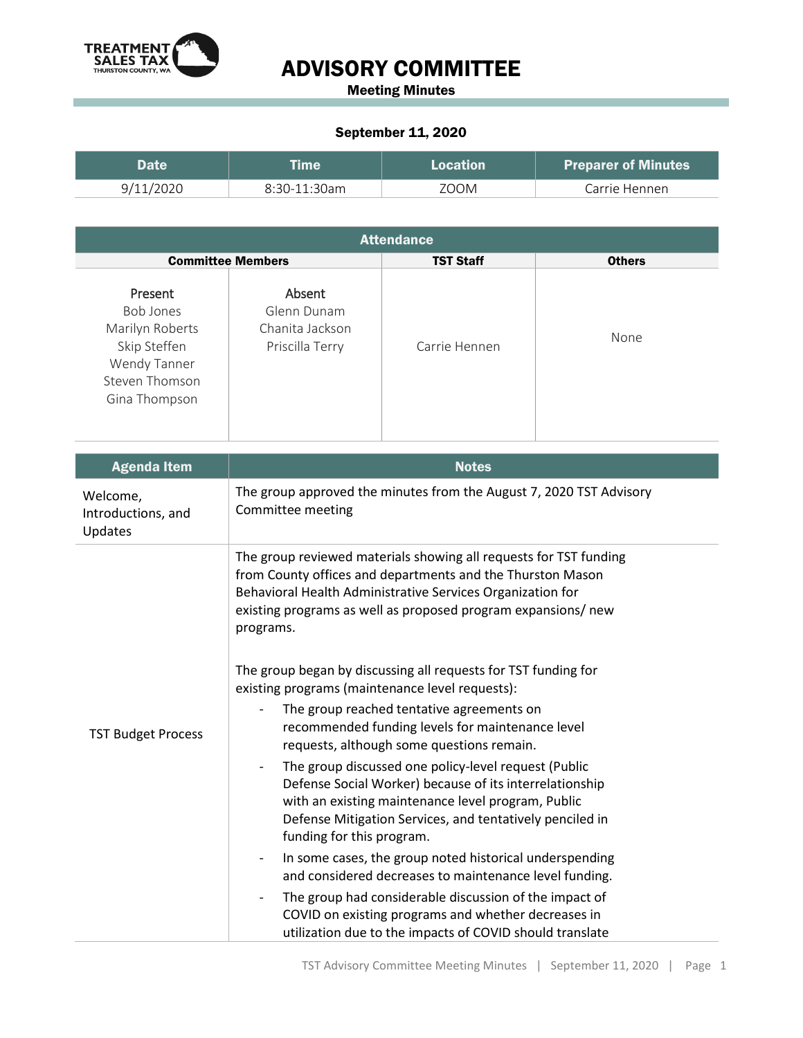TREATMENT SALES TAX
THURSTON COUNTY, WA

# ADVISORY COMMITTEE

**Meeting Minutes**

**September 11, 2020**

| Date | Time | Location | Preparer of Minutes |
|---|---|---|---|
| 9/11/2020 | 8:30-11:30am | ZOOM | Carrie Hennen |

| Attendance | | | |
|---|---|---|---|
| **Committee Members** | | **TST Staff** | **Others** |
| Present<br>Bob Jones<br>Marilyn Roberts<br>Skip Steffen<br>Wendy Tanner<br>Steven Thomson<br>Gina Thompson | Absent<br>Glenn Dunam<br>Chanita Jackson<br>Priscilla Terry | Carrie Hennen | None |

| Agenda Item | Notes |
|---|---|
| Welcome, Introductions, and Updates | The group approved the minutes from the August 7, 2020 TST Advisory Committee meeting |
| TST Budget Process | The group reviewed materials showing all requests for TST funding from County offices and departments and the Thurston Mason Behavioral Health Administrative Services Organization for existing programs as well as proposed program expansions/ new programs.<br><br>The group began by discussing all requests for TST funding for existing programs (maintenance level requests):<br>- The group reached tentative agreements on recommended funding levels for maintenance level requests, although some questions remain.<br>- The group discussed one policy-level request (Public Defense Social Worker) because of its interrelationship with an existing maintenance level program, Public Defense Mitigation Services, and tentatively penciled in funding for this program.<br>- In some cases, the group noted historical underspending and considered decreases to maintenance level funding.<br>- The group had considerable discussion of the impact of COVID on existing programs and whether decreases in utilization due to the impacts of COVID should translate |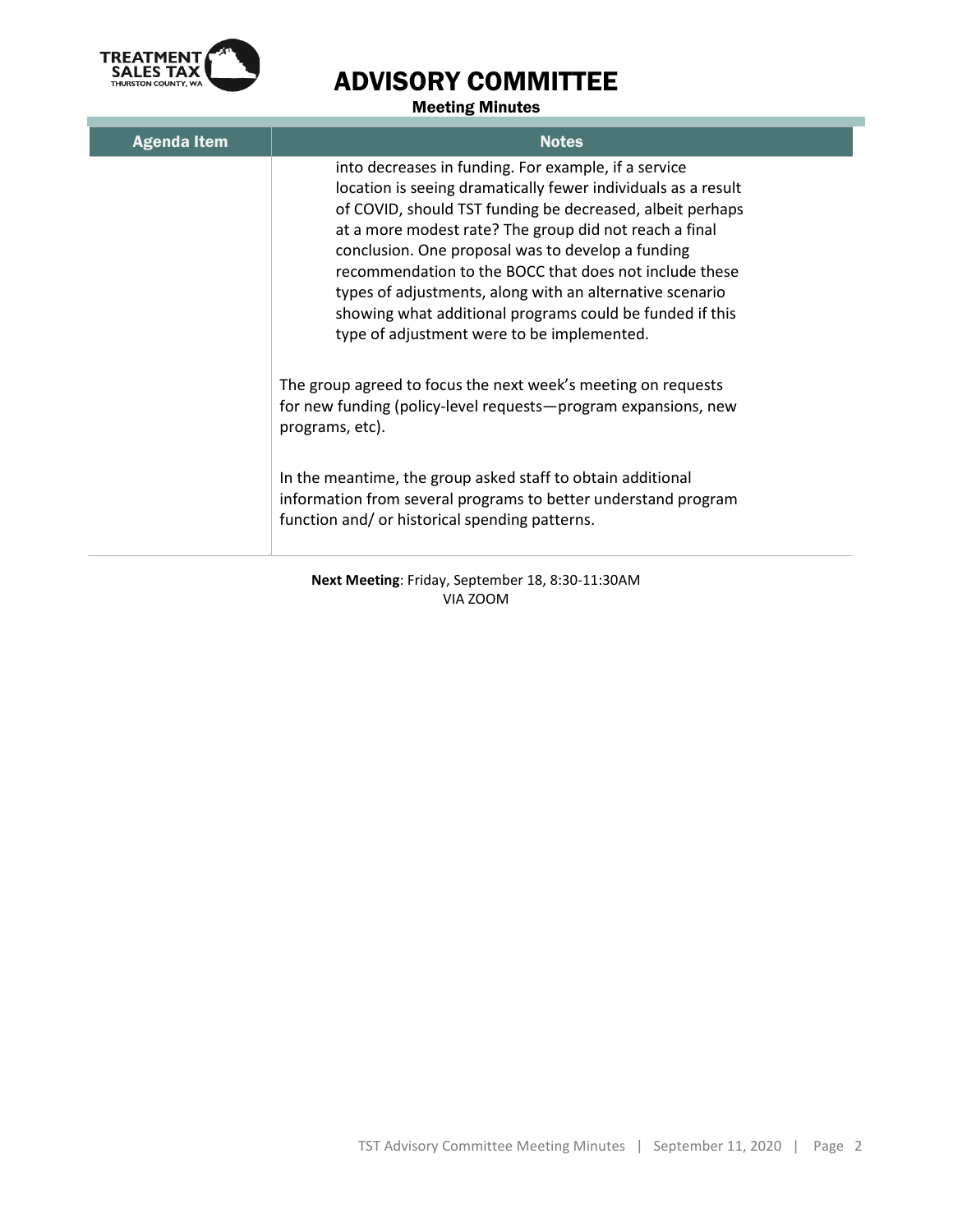# ADVISORY COMMITTEE

Meeting Minutes

| Agenda Item | Notes |
| --- | --- |
| | into decreases in funding. For example, if a service location is seeing dramatically fewer individuals as a result of COVID, should TST funding be decreased, albeit perhaps at a more modest rate? The group did not reach a final conclusion. One proposal was to develop a funding recommendation to the BOCC that does not include these types of adjustments, along with an alternative scenario showing what additional programs could be funded if this type of adjustment were to be implemented.<br><br>The group agreed to focus the next week's meeting on requests for new funding (policy-level requests—program expansions, new programs, etc).<br><br>In the meantime, the group asked staff to obtain additional information from several programs to better understand program function and/ or historical spending patterns. |

**Next Meeting**: Friday, September 18, 8:30-11:30AM
VIA ZOOM